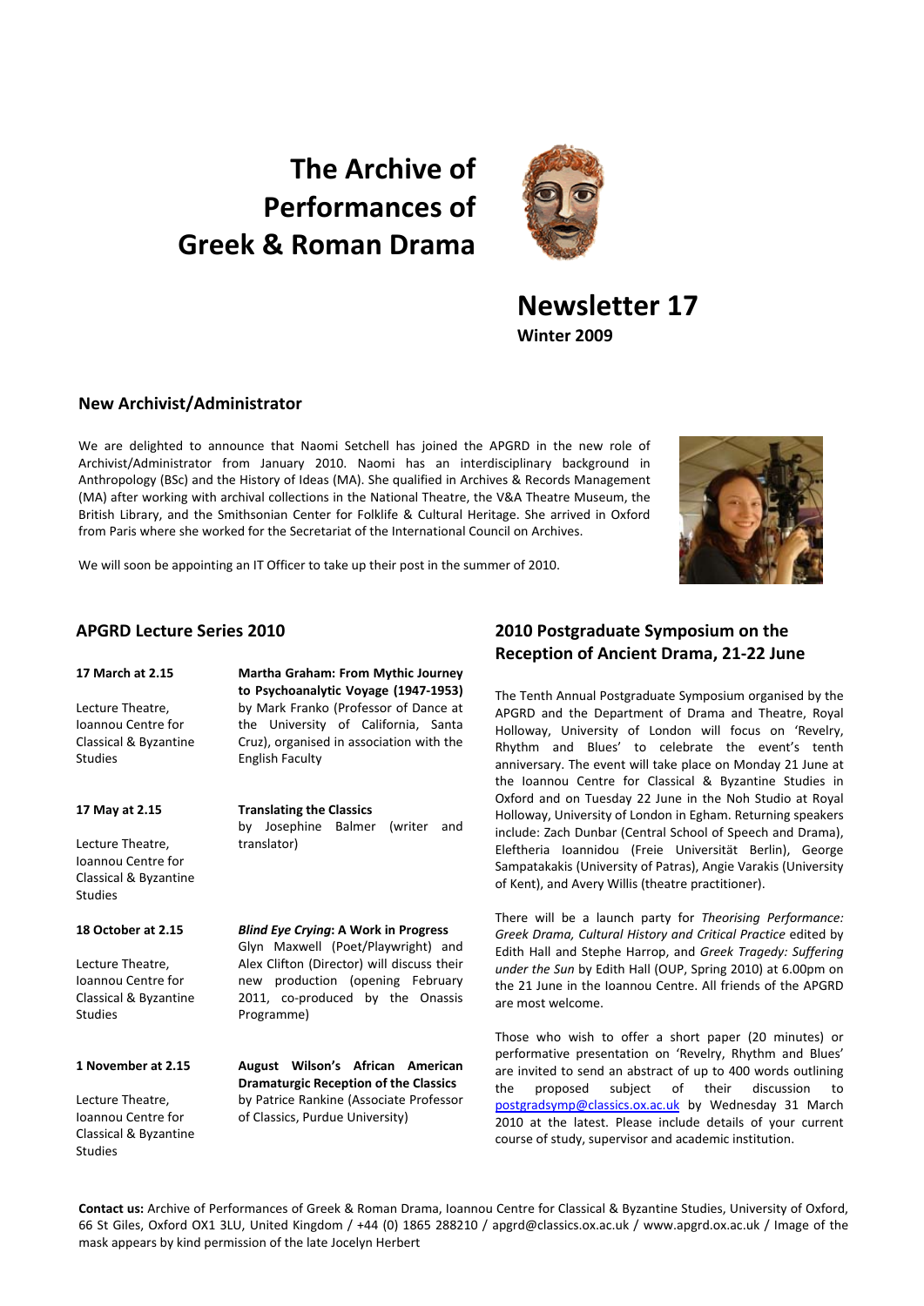# The Archive of Performances of Greek & Roman Drama

# Newsletter 17

**Winter 2009**

## New Archivist/Administrator

We are delighted to announce that Naomi Setchell has joined the APGRD in the new role of Archivist/Administrator from January 2010. Naomi has an interdisciplinary background in Anthropology (BSc) and the History of Ideas (MA). She qualified in Archives & Records Management (MA) after working with archival collections in the National Theatre, the V&A Theatre Museum, the British Library, and the Smithsonian Center for Folklife & Cultural Heritage. She arrived in Oxford from Paris where she worked for the Secretariat of the International Council on Archives.

We will soon be appointing an IT Officer to take up their post in the summer of 2010.

## APGRD Lecture Series 2010

**17 March at 2.15**

Lecture Theatre, Ioannou Centre for Classical & Byzantine Studies

**Martha Graham: From Mythic Journey to Psychoanalytic Voyage (1947-1953)** by Mark Franko (Professor of Dance at the University of California, Santa Cruz), organised in association with the English Faculty

**17 May at 2.15**

Lecture Theatre, Ioannou Centre for Classical & Byzantine Studies

**Translating the Classics** by Josephine Balmer (writer and translator)

**18 October at 2.15**

Lecture Theatre, Ioannou Centre for Classical & Byzantine Studies

***Blind Eye Crying*: A Work in Progress** Glyn Maxwell (Poet/Playwright) and Alex Clifton (Director) will discuss their new production (opening February 2011, co-produced by the Onassis Programme)

**1 November at 2.15**

Lecture Theatre, Ioannou Centre for Classical & Byzantine Studies

**August Wilson's African American Dramaturgic Reception of the Classics** by Patrice Rankine (Associate Professor of Classics, Purdue University)

## 2010 Postgraduate Symposium on the Reception of Ancient Drama, 21-22 June

The Tenth Annual Postgraduate Symposium organised by the APGRD and the Department of Drama and Theatre, Royal Holloway, University of London will focus on 'Revelry, Rhythm and Blues' to celebrate the event's tenth anniversary. The event will take place on Monday 21 June at the Ioannou Centre for Classical & Byzantine Studies in Oxford and on Tuesday 22 June in the Noh Studio at Royal Holloway, University of London in Egham. Returning speakers include: Zach Dunbar (Central School of Speech and Drama), Eleftheria Ioannidou (Freie Universität Berlin), George Sampatakakis (University of Patras), Angie Varakis (University of Kent), and Avery Willis (theatre practitioner).

There will be a launch party for *Theorising Performance: Greek Drama, Cultural History and Critical Practice* edited by Edith Hall and Stephe Harrop, and *Greek Tragedy: Suffering under the Sun* by Edith Hall (OUP, Spring 2010) at 6.00pm on the 21 June in the Ioannou Centre. All friends of the APGRD are most welcome.

Those who wish to offer a short paper (20 minutes) or performative presentation on 'Revelry, Rhythm and Blues' are invited to send an abstract of up to 400 words outlining the proposed subject of their discussion to postgradsymp@classics.ox.ac.uk by Wednesday 31 March 2010 at the latest. Please include details of your current course of study, supervisor and academic institution.

**Contact us:** Archive of Performances of Greek & Roman Drama, Ioannou Centre for Classical & Byzantine Studies, University of Oxford, 66 St Giles, Oxford OX1 3LU, United Kingdom / +44 (0) 1865 288210 / apgrd@classics.ox.ac.uk / www.apgrd.ox.ac.uk / Image of the mask appears by kind permission of the late Jocelyn Herbert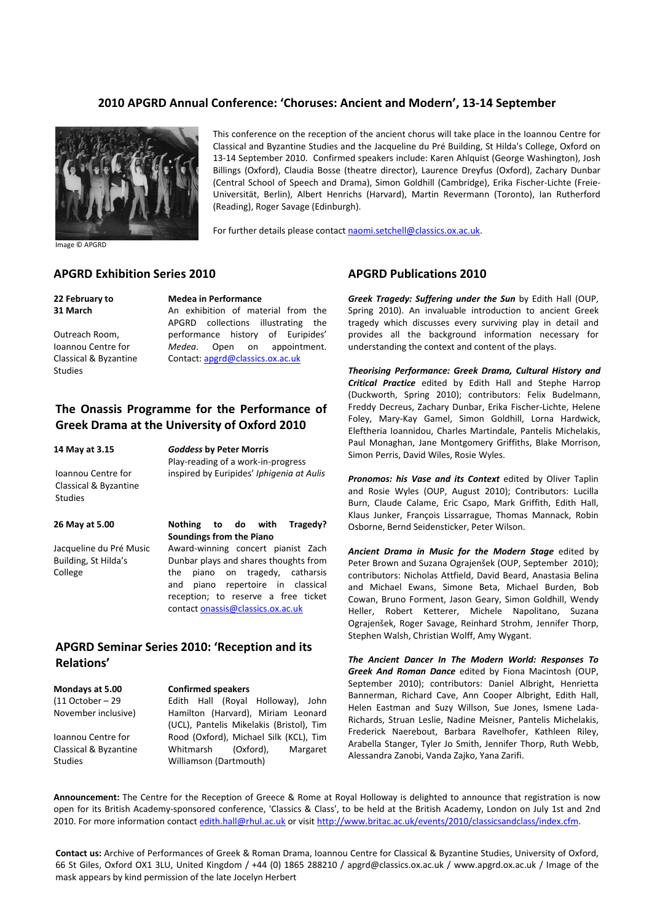## 2010 APGRD Annual Conference: 'Choruses: Ancient and Modern', 13-14 September

Image © APGRD

This conference on the reception of the ancient chorus will take place in the Ioannou Centre for Classical and Byzantine Studies and the Jacqueline du Pré Building, St Hilda's College, Oxford on 13-14 September 2010. Confirmed speakers include: Karen Ahlquist (George Washington), Josh Billings (Oxford), Claudia Bosse (theatre director), Laurence Dreyfus (Oxford), Zachary Dunbar (Central School of Speech and Drama), Simon Goldhill (Cambridge), Erika Fischer-Lichte (Freie-Universität, Berlin), Albert Henrichs (Harvard), Martin Revermann (Toronto), Ian Rutherford (Reading), Roger Savage (Edinburgh).

For further details please contact naomi.setchell@classics.ox.ac.uk.

## APGRD Exhibition Series 2010

**22 February to 31 March**

Outreach Room, Ioannou Centre for Classical & Byzantine Studies

**Medea in Performance**
An exhibition of material from the APGRD collections illustrating the performance history of Euripides' *Medea*. Open on appointment. Contact: apgrd@classics.ox.ac.uk

## The Onassis Programme for the Performance of Greek Drama at the University of Oxford 2010

**14 May at 3.15**

Ioannou Centre for Classical & Byzantine Studies

***Goddess*** **by Peter Morris**
Play-reading of a work-in-progress inspired by Euripides' *Iphigenia at Aulis*

**26 May at 5.00**

Jacqueline du Pré Music Building, St Hilda's College

**Nothing to do with Tragedy? Soundings from the Piano**
Award-winning concert pianist Zach Dunbar plays and shares thoughts from the piano on tragedy, catharsis and piano repertoire in classical reception; to reserve a free ticket contact onassis@classics.ox.ac.uk

## APGRD Seminar Series 2010: 'Reception and its Relations'

**Mondays at 5.00**
(11 October – 29 November inclusive)

Ioannou Centre for Classical & Byzantine Studies

**Confirmed speakers**
Edith Hall (Royal Holloway), John Hamilton (Harvard), Miriam Leonard (UCL), Pantelis Mikelakis (Bristol), Tim Rood (Oxford), Michael Silk (KCL), Tim Whitmarsh (Oxford), Margaret Williamson (Dartmouth)

## APGRD Publications 2010

***Greek Tragedy: Suffering under the Sun*** by Edith Hall (OUP, Spring 2010). An invaluable introduction to ancient Greek tragedy which discusses every surviving play in detail and provides all the background information necessary for understanding the context and content of the plays.

***Theorising Performance: Greek Drama, Cultural History and Critical Practice*** edited by Edith Hall and Stephe Harrop (Duckworth, Spring 2010); contributors: Felix Budelmann, Freddy Decreus, Zachary Dunbar, Erika Fischer-Lichte, Helene Foley, Mary-Kay Gamel, Simon Goldhill, Lorna Hardwick, Eleftheria Ioannidou, Charles Martindale, Pantelis Michelakis, Paul Monaghan, Jane Montgomery Griffiths, Blake Morrison, Simon Perris, David Wiles, Rosie Wyles.

***Pronomos: his Vase and its Context*** edited by Oliver Taplin and Rosie Wyles (OUP, August 2010); Contributors: Lucilla Burn, Claude Calame, Eric Csapo, Mark Griffith, Edith Hall, Klaus Junker, François Lissarrague, Thomas Mannack, Robin Osborne, Bernd Seidensticker, Peter Wilson.

***Ancient Drama in Music for the Modern Stage*** edited by Peter Brown and Suzana Ograjenšek (OUP, September 2010); contributors: Nicholas Attfield, David Beard, Anastasia Belina and Michael Ewans, Simone Beta, Michael Burden, Bob Cowan, Bruno Forment, Jason Geary, Simon Goldhill, Wendy Heller, Robert Ketterer, Michele Napolitano, Suzana Ograjenšek, Roger Savage, Reinhard Strohm, Jennifer Thorp, Stephen Walsh, Christian Wolff, Amy Wygant.

***The Ancient Dancer In The Modern World: Responses To Greek And Roman Dance*** edited by Fiona Macintosh (OUP, September 2010); contributors: Daniel Albright, Henrietta Bannerman, Richard Cave, Ann Cooper Albright, Edith Hall, Helen Eastman and Suzy Willson, Sue Jones, Ismene Lada-Richards, Struan Leslie, Nadine Meisner, Pantelis Michelakis, Frederick Naerebout, Barbara Ravelhofer, Kathleen Riley, Arabella Stanger, Tyler Jo Smith, Jennifer Thorp, Ruth Webb, Alessandra Zanobi, Vanda Zajko, Yana Zarifi.

**Announcement:** The Centre for the Reception of Greece & Rome at Royal Holloway is delighted to announce that registration is now open for its British Academy-sponsored conference, 'Classics & Class', to be held at the British Academy, London on July 1st and 2nd 2010. For more information contact edith.hall@rhul.ac.uk or visit http://www.britac.ac.uk/events/2010/classicsandclass/index.cfm.

**Contact us:** Archive of Performances of Greek & Roman Drama, Ioannou Centre for Classical & Byzantine Studies, University of Oxford, 66 St Giles, Oxford OX1 3LU, United Kingdom / +44 (0) 1865 288210 / apgrd@classics.ox.ac.uk / www.apgrd.ox.ac.uk / Image of the mask appears by kind permission of the late Jocelyn Herbert